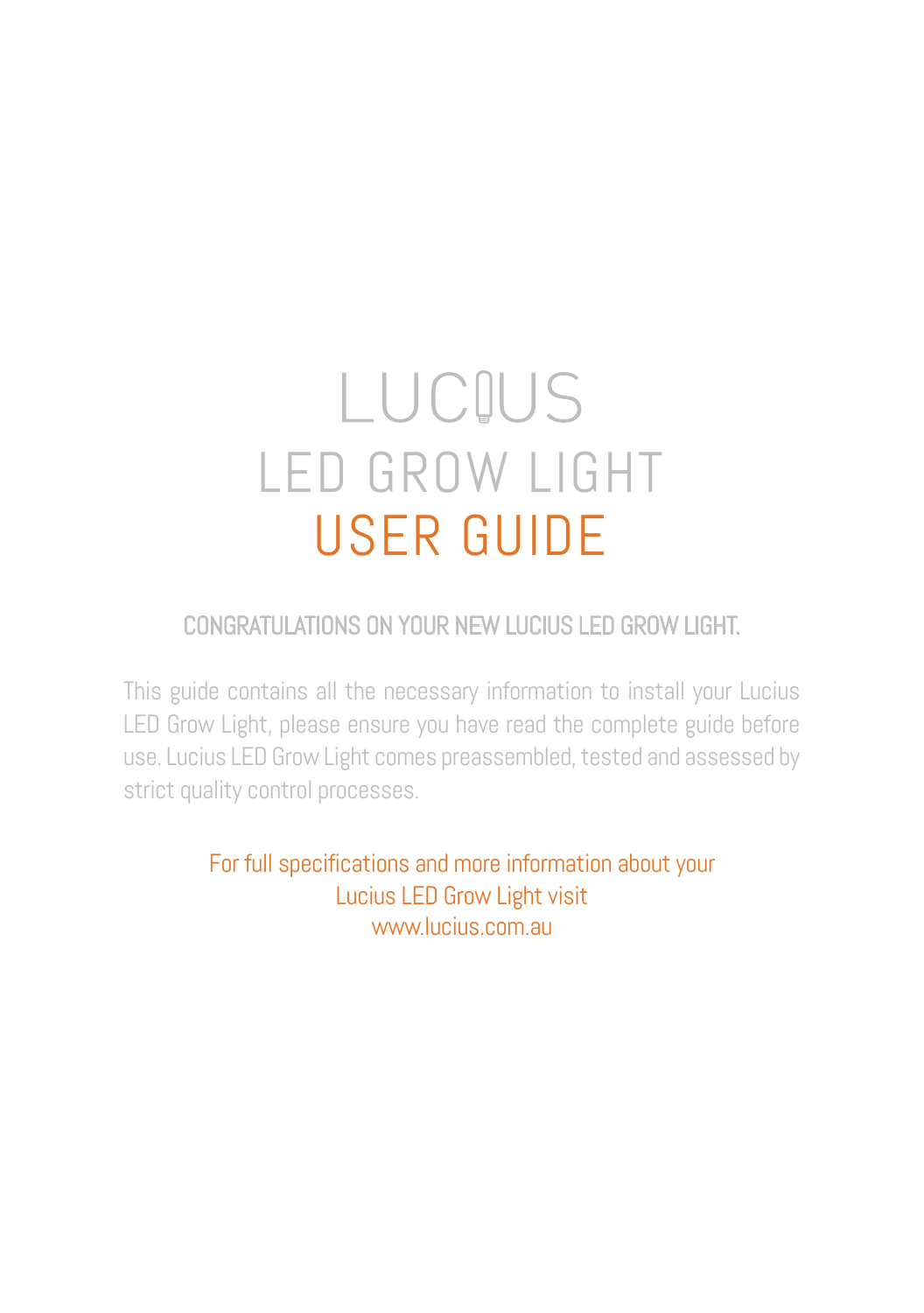# LUCIUS

# LED GROW LIGHT

# USER GUIDE

## CONGRATULATIONS ON YOUR NEW LUCIUS LED GROW LIGHT.

This guide contains all the necessary information to install your Lucius LED Grow Light, please ensure you have read the complete guide before use. Lucius LED Grow Light comes preassembled, tested and assessed by strict quality control processes.

For full specifications and more information about your Lucius LED Grow Light visit www.lucius.com.au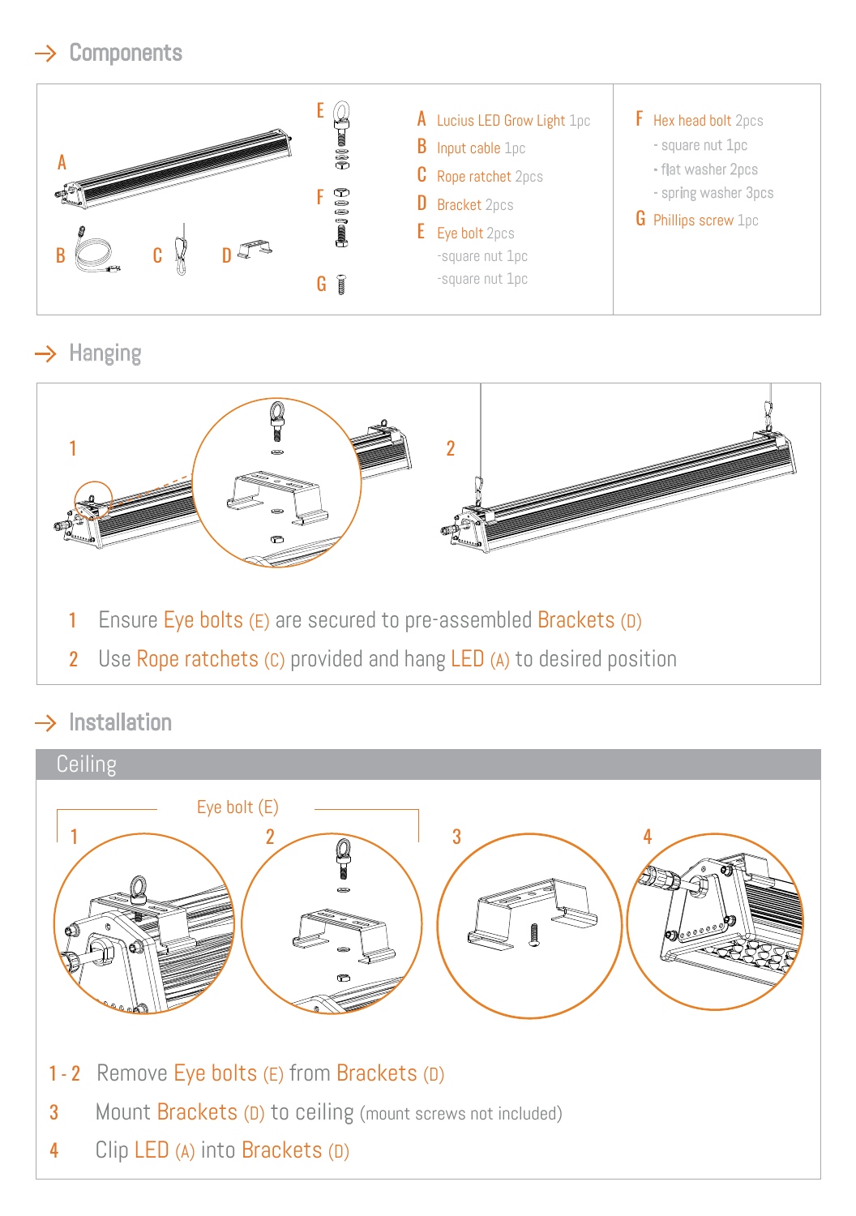## Components

- **A** Lucius LED Grow Light 1pc
- **B** Input cable 1pc
- **C** Rope ratchet 2pcs
- **D** Bracket 2pcs
- **E** Eye bolt 2pcs
  - -square nut 1pc
  - -square nut 1pc
- **F** Hex head bolt 2pcs
  - square nut 1pc
  - flat washer 2pcs
  - spring washer 3pcs
- **G** Phillips screw 1pc

## Hanging

1. Ensure Eye bolts (E) are secured to pre-assembled Brackets (D)
2. Use Rope ratchets (C) provided and hang LED (A) to desired position

## Installation

### Ceiling

Eye bolt (E)

1 - 2 Remove Eye bolts (E) from Brackets (D)

3 Mount Brackets (D) to ceiling (mount screws not included)

4 Clip LED (A) into Brackets (D)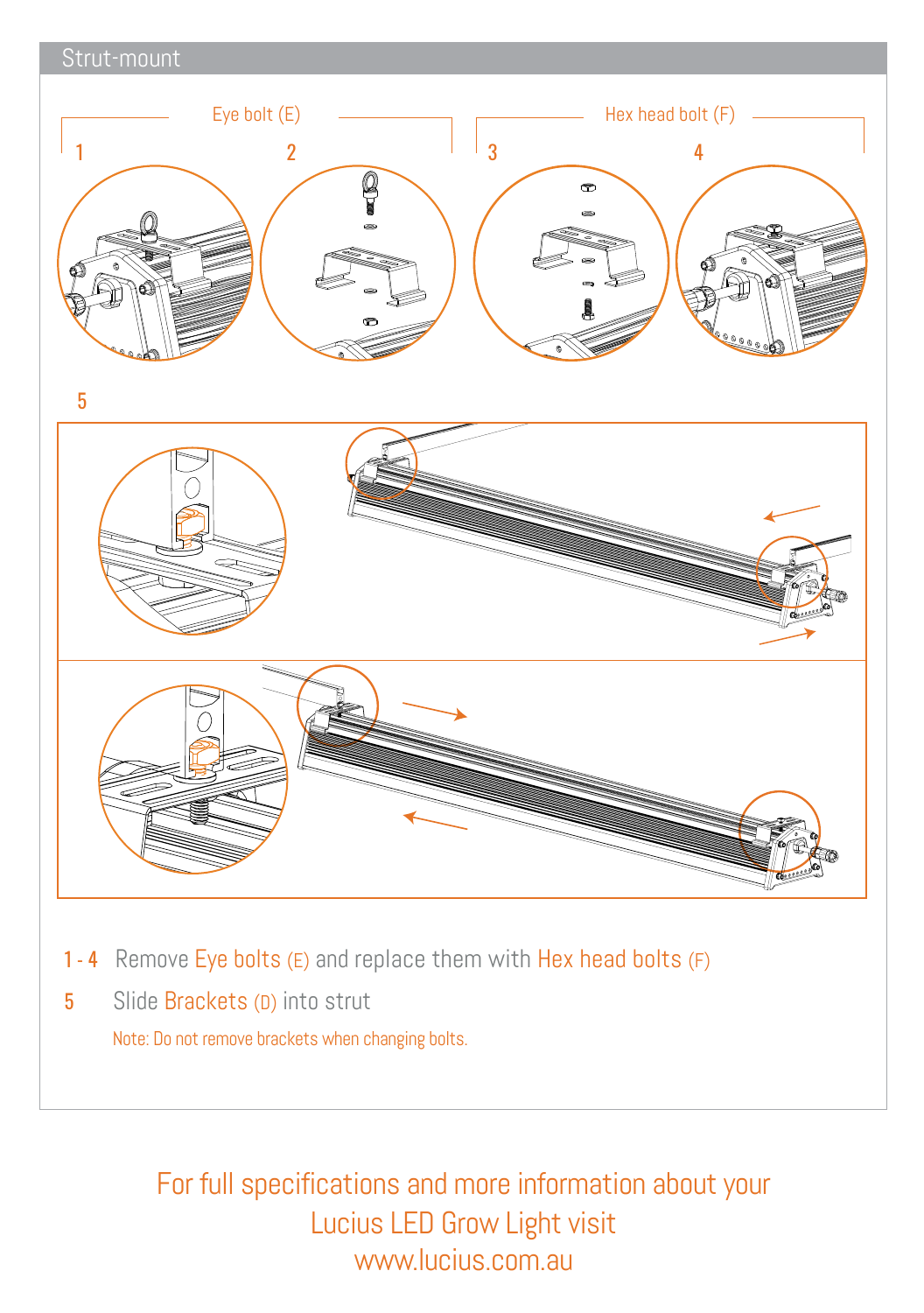## Strut-mount

Eye bolt (E)

Hex head bolt (F)

1

2

3

4

5

**1 - 4** Remove Eye bolts (E) and replace them with Hex head bolts (F)

**5** Slide Brackets (D) into strut

Note: Do not remove brackets when changing bolts.

For full specifications and more information about your Lucius LED Grow Light visit www.lucius.com.au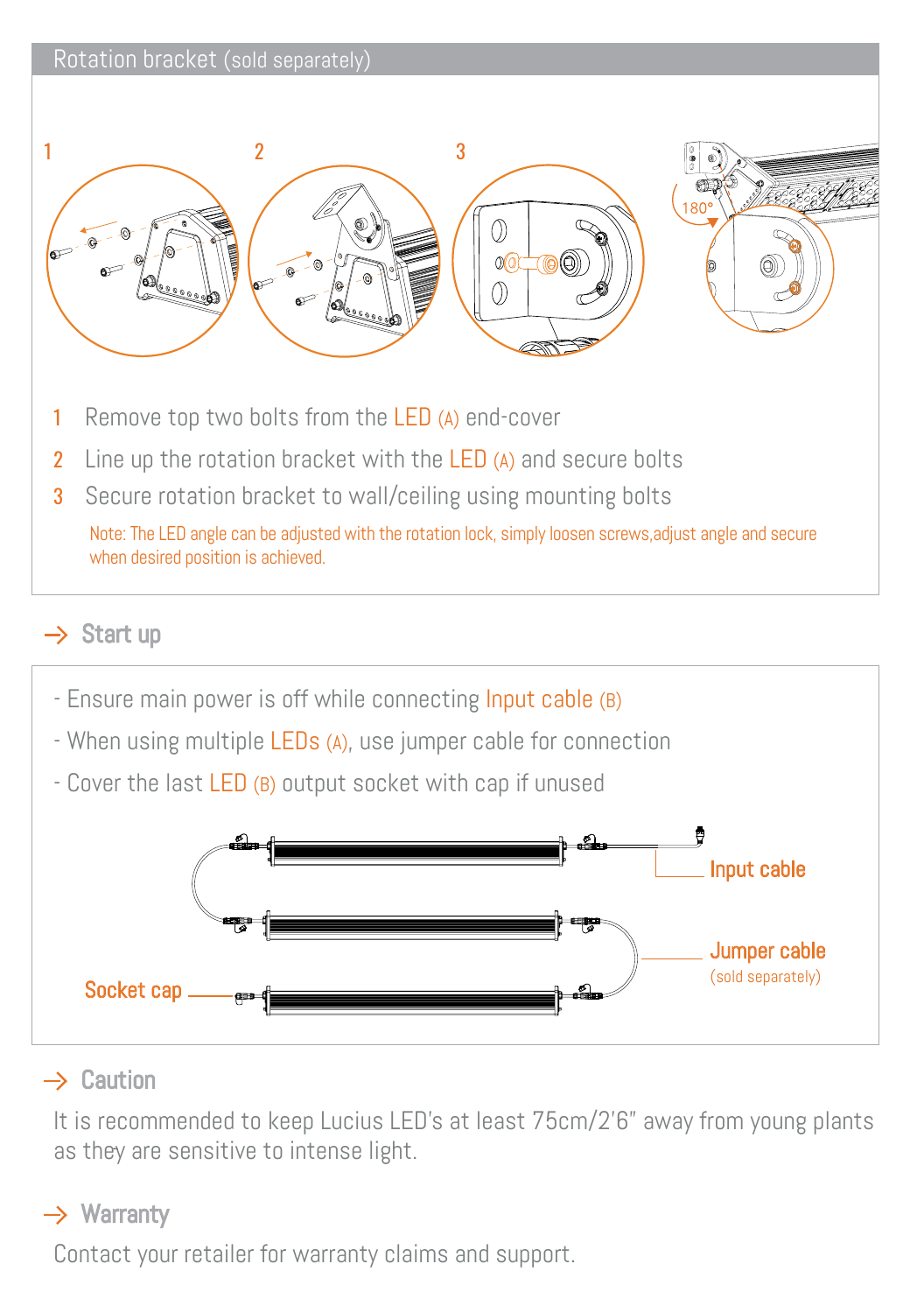## Rotation bracket (sold separately)

1. Remove top two bolts from the LED (A) end-cover
2. Line up the rotation bracket with the LED (A) and secure bolts
3. Secure rotation bracket to wall/ceiling using mounting bolts

Note: The LED angle can be adjusted with the rotation lock, simply loosen screws,adjust angle and secure when desired position is achieved.

## → Start up

- Ensure main power is off while connecting Input cable (B)
- When using multiple LEDs (A), use jumper cable for connection
- Cover the last LED (B) output socket with cap if unused

## → Caution

It is recommended to keep Lucius LED's at least 75cm/2'6" away from young plants as they are sensitive to intense light.

## → Warranty

Contact your retailer for warranty claims and support.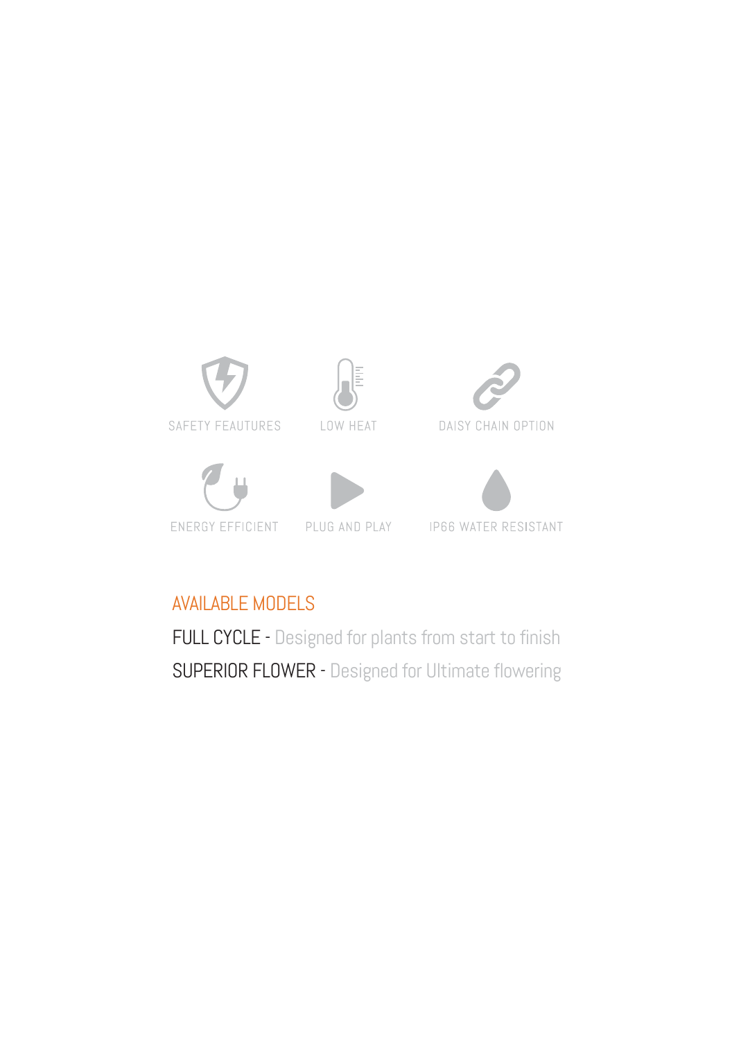SAFETY FEAUTURES

LOW HEAT

DAISY CHAIN OPTION

ENERGY EFFICIENT

PLUG AND PLAY

IP66 WATER RESISTANT

## AVAILABLE MODELS

FULL CYCLE - Designed for plants from start to finish

SUPERIOR FLOWER - Designed for Ultimate flowering